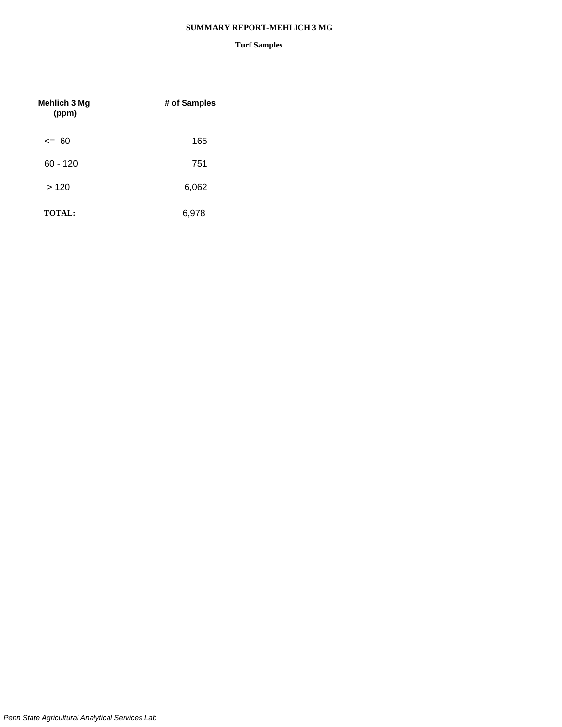# SUMMARY REPORT-MEHLICH 3 MG

## Turf Samples

| Mehlich 3 Mg (ppm) | # of Samples |
|---|---|
| <= 60 | 165 |
| 60 - 120 | 751 |
| > 120 | 6,062 |
| **TOTAL:** | 6,978 |

*Penn State Agricultural Analytical Services Lab*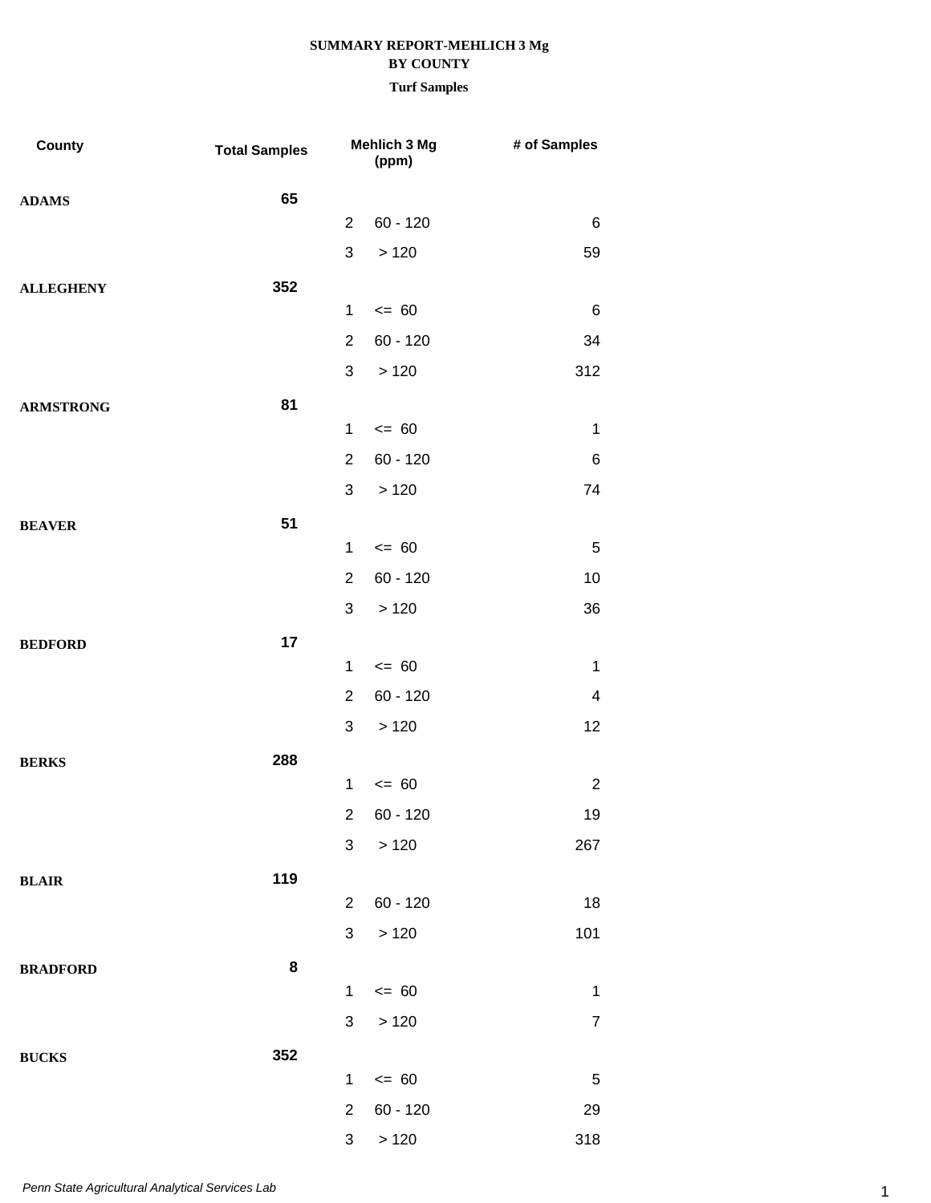**SUMMARY REPORT-MEHLICH 3 Mg**
**BY COUNTY**
**Turf Samples**

| County | Total Samples | Mehlich 3 Mg (ppm) | | # of Samples |
|---|---|---|---|---|
| **ADAMS** | **65** | | | |
| | | 2 | 60 - 120 | 6 |
| | | 3 | > 120 | 59 |
| **ALLEGHENY** | **352** | | | |
| | | 1 | <= 60 | 6 |
| | | 2 | 60 - 120 | 34 |
| | | 3 | > 120 | 312 |
| **ARMSTRONG** | **81** | | | |
| | | 1 | <= 60 | 1 |
| | | 2 | 60 - 120 | 6 |
| | | 3 | > 120 | 74 |
| **BEAVER** | **51** | | | |
| | | 1 | <= 60 | 5 |
| | | 2 | 60 - 120 | 10 |
| | | 3 | > 120 | 36 |
| **BEDFORD** | **17** | | | |
| | | 1 | <= 60 | 1 |
| | | 2 | 60 - 120 | 4 |
| | | 3 | > 120 | 12 |
| **BERKS** | **288** | | | |
| | | 1 | <= 60 | 2 |
| | | 2 | 60 - 120 | 19 |
| | | 3 | > 120 | 267 |
| **BLAIR** | **119** | | | |
| | | 2 | 60 - 120 | 18 |
| | | 3 | > 120 | 101 |
| **BRADFORD** | **8** | | | |
| | | 1 | <= 60 | 1 |
| | | 3 | > 120 | 7 |
| **BUCKS** | **352** | | | |
| | | 1 | <= 60 | 5 |
| | | 2 | 60 - 120 | 29 |
| | | 3 | > 120 | 318 |

*Penn State Agricultural Analytical Services Lab*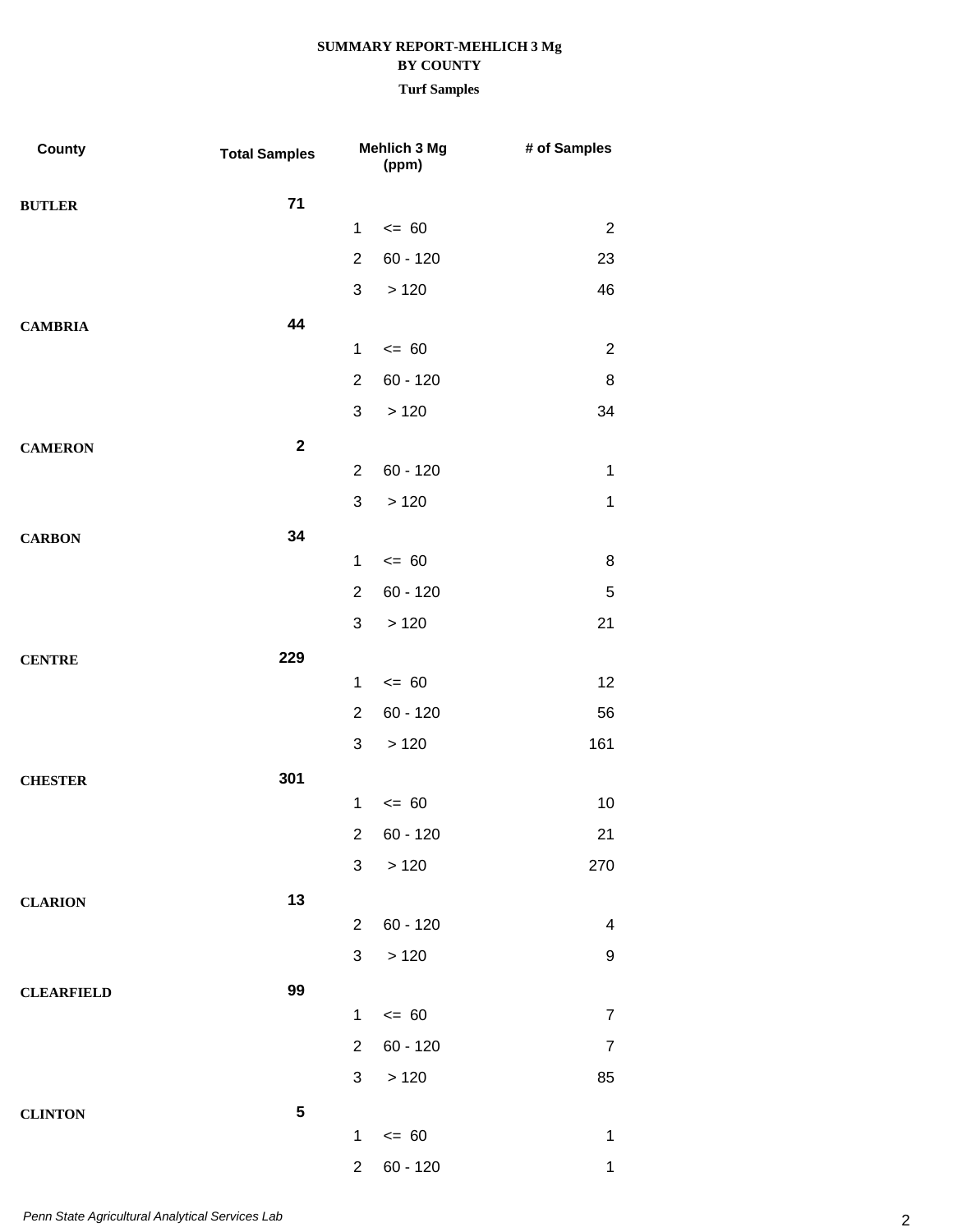**SUMMARY REPORT-MEHLICH 3 Mg**
**BY COUNTY**
**Turf Samples**

| County | Total Samples | | Mehlich 3 Mg (ppm) | # of Samples |
|---|---|---|---|---|
| **BUTLER** | **71** | | | |
| | | 1 | <= 60 | 2 |
| | | 2 | 60 - 120 | 23 |
| | | 3 | > 120 | 46 |
| **CAMBRIA** | **44** | | | |
| | | 1 | <= 60 | 2 |
| | | 2 | 60 - 120 | 8 |
| | | 3 | > 120 | 34 |
| **CAMERON** | **2** | | | |
| | | 2 | 60 - 120 | 1 |
| | | 3 | > 120 | 1 |
| **CARBON** | **34** | | | |
| | | 1 | <= 60 | 8 |
| | | 2 | 60 - 120 | 5 |
| | | 3 | > 120 | 21 |
| **CENTRE** | **229** | | | |
| | | 1 | <= 60 | 12 |
| | | 2 | 60 - 120 | 56 |
| | | 3 | > 120 | 161 |
| **CHESTER** | **301** | | | |
| | | 1 | <= 60 | 10 |
| | | 2 | 60 - 120 | 21 |
| | | 3 | > 120 | 270 |
| **CLARION** | **13** | | | |
| | | 2 | 60 - 120 | 4 |
| | | 3 | > 120 | 9 |
| **CLEARFIELD** | **99** | | | |
| | | 1 | <= 60 | 7 |
| | | 2 | 60 - 120 | 7 |
| | | 3 | > 120 | 85 |
| **CLINTON** | **5** | | | |
| | | 1 | <= 60 | 1 |
| | | 2 | 60 - 120 | 1 |

*Penn State Agricultural Analytical Services Lab*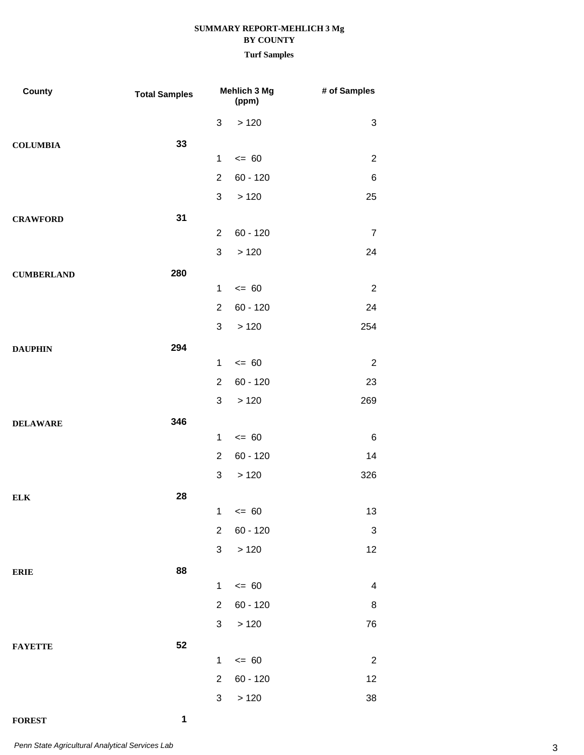**SUMMARY REPORT-MEHLICH 3 Mg**
**BY COUNTY**
**Turf Samples**

| County | Total Samples | Mehlich 3 Mg (ppm) | | # of Samples |
|---|---|---|---|---|
| | | 3 | > 120 | 3 |
| **COLUMBIA** | **33** | | | |
| | | 1 | <= 60 | 2 |
| | | 2 | 60 - 120 | 6 |
| | | 3 | > 120 | 25 |
| **CRAWFORD** | **31** | | | |
| | | 2 | 60 - 120 | 7 |
| | | 3 | > 120 | 24 |
| **CUMBERLAND** | **280** | | | |
| | | 1 | <= 60 | 2 |
| | | 2 | 60 - 120 | 24 |
| | | 3 | > 120 | 254 |
| **DAUPHIN** | **294** | | | |
| | | 1 | <= 60 | 2 |
| | | 2 | 60 - 120 | 23 |
| | | 3 | > 120 | 269 |
| **DELAWARE** | **346** | | | |
| | | 1 | <= 60 | 6 |
| | | 2 | 60 - 120 | 14 |
| | | 3 | > 120 | 326 |
| **ELK** | **28** | | | |
| | | 1 | <= 60 | 13 |
| | | 2 | 60 - 120 | 3 |
| | | 3 | > 120 | 12 |
| **ERIE** | **88** | | | |
| | | 1 | <= 60 | 4 |
| | | 2 | 60 - 120 | 8 |
| | | 3 | > 120 | 76 |
| **FAYETTE** | **52** | | | |
| | | 1 | <= 60 | 2 |
| | | 2 | 60 - 120 | 12 |
| | | 3 | > 120 | 38 |
| **FOREST** | **1** | | | |

*Penn State Agricultural Analytical Services Lab*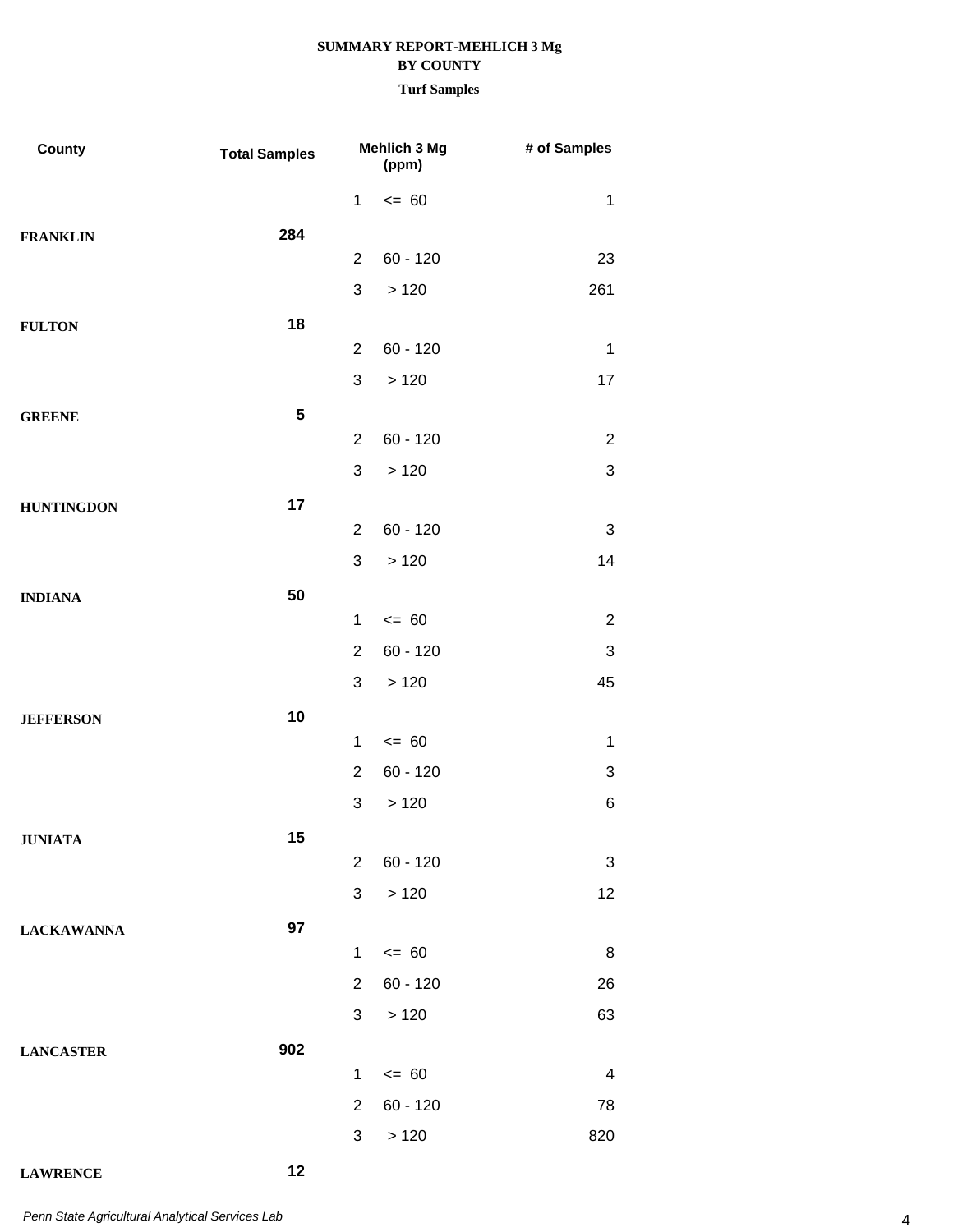**SUMMARY REPORT-MEHLICH 3 Mg**
**BY COUNTY**
**Turf Samples**

| County | Total Samples | Mehlich 3 Mg (ppm) | | # of Samples |
|---|---|---|---|---|
| | | 1 | <= 60 | 1 |
| **FRANKLIN** | **284** | | | |
| | | 2 | 60 - 120 | 23 |
| | | 3 | > 120 | 261 |
| **FULTON** | **18** | | | |
| | | 2 | 60 - 120 | 1 |
| | | 3 | > 120 | 17 |
| **GREENE** | **5** | | | |
| | | 2 | 60 - 120 | 2 |
| | | 3 | > 120 | 3 |
| **HUNTINGDON** | **17** | | | |
| | | 2 | 60 - 120 | 3 |
| | | 3 | > 120 | 14 |
| **INDIANA** | **50** | | | |
| | | 1 | <= 60 | 2 |
| | | 2 | 60 - 120 | 3 |
| | | 3 | > 120 | 45 |
| **JEFFERSON** | **10** | | | |
| | | 1 | <= 60 | 1 |
| | | 2 | 60 - 120 | 3 |
| | | 3 | > 120 | 6 |
| **JUNIATA** | **15** | | | |
| | | 2 | 60 - 120 | 3 |
| | | 3 | > 120 | 12 |
| **LACKAWANNA** | **97** | | | |
| | | 1 | <= 60 | 8 |
| | | 2 | 60 - 120 | 26 |
| | | 3 | > 120 | 63 |
| **LANCASTER** | **902** | | | |
| | | 1 | <= 60 | 4 |
| | | 2 | 60 - 120 | 78 |
| | | 3 | > 120 | 820 |
| **LAWRENCE** | **12** | | | |

*Penn State Agricultural Analytical Services Lab*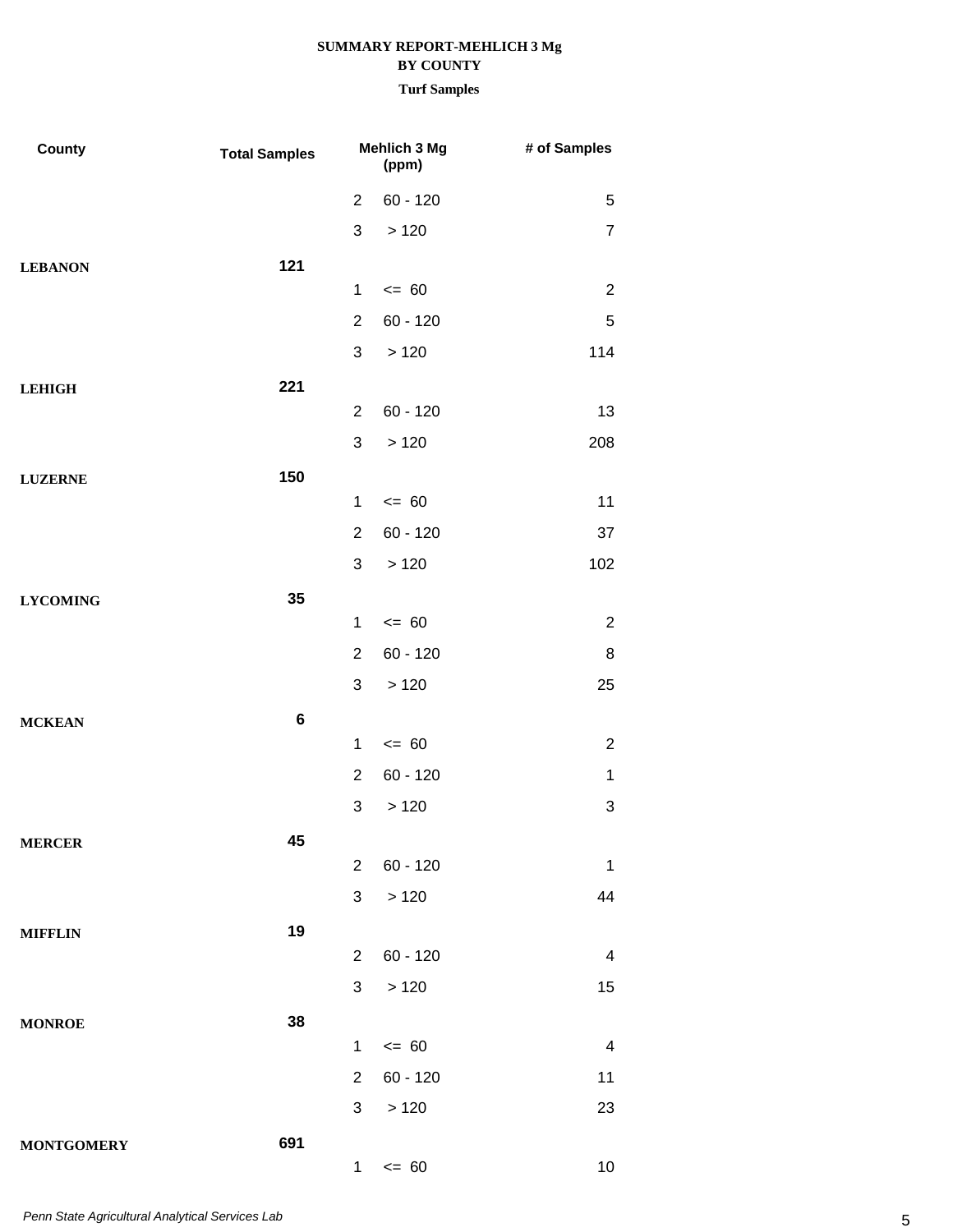**SUMMARY REPORT-MEHLICH 3 Mg**
**BY COUNTY**
**Turf Samples**

| County | Total Samples | Mehlich 3 Mg (ppm) | | # of Samples |
|---|---|---|---|---|
| | | 2 | 60 - 120 | 5 |
| | | 3 | > 120 | 7 |
| **LEBANON** | **121** | | | |
| | | 1 | <= 60 | 2 |
| | | 2 | 60 - 120 | 5 |
| | | 3 | > 120 | 114 |
| **LEHIGH** | **221** | | | |
| | | 2 | 60 - 120 | 13 |
| | | 3 | > 120 | 208 |
| **LUZERNE** | **150** | | | |
| | | 1 | <= 60 | 11 |
| | | 2 | 60 - 120 | 37 |
| | | 3 | > 120 | 102 |
| **LYCOMING** | **35** | | | |
| | | 1 | <= 60 | 2 |
| | | 2 | 60 - 120 | 8 |
| | | 3 | > 120 | 25 |
| **MCKEAN** | **6** | | | |
| | | 1 | <= 60 | 2 |
| | | 2 | 60 - 120 | 1 |
| | | 3 | > 120 | 3 |
| **MERCER** | **45** | | | |
| | | 2 | 60 - 120 | 1 |
| | | 3 | > 120 | 44 |
| **MIFFLIN** | **19** | | | |
| | | 2 | 60 - 120 | 4 |
| | | 3 | > 120 | 15 |
| **MONROE** | **38** | | | |
| | | 1 | <= 60 | 4 |
| | | 2 | 60 - 120 | 11 |
| | | 3 | > 120 | 23 |
| **MONTGOMERY** | **691** | | | |
| | | 1 | <= 60 | 10 |

*Penn State Agricultural Analytical Services Lab*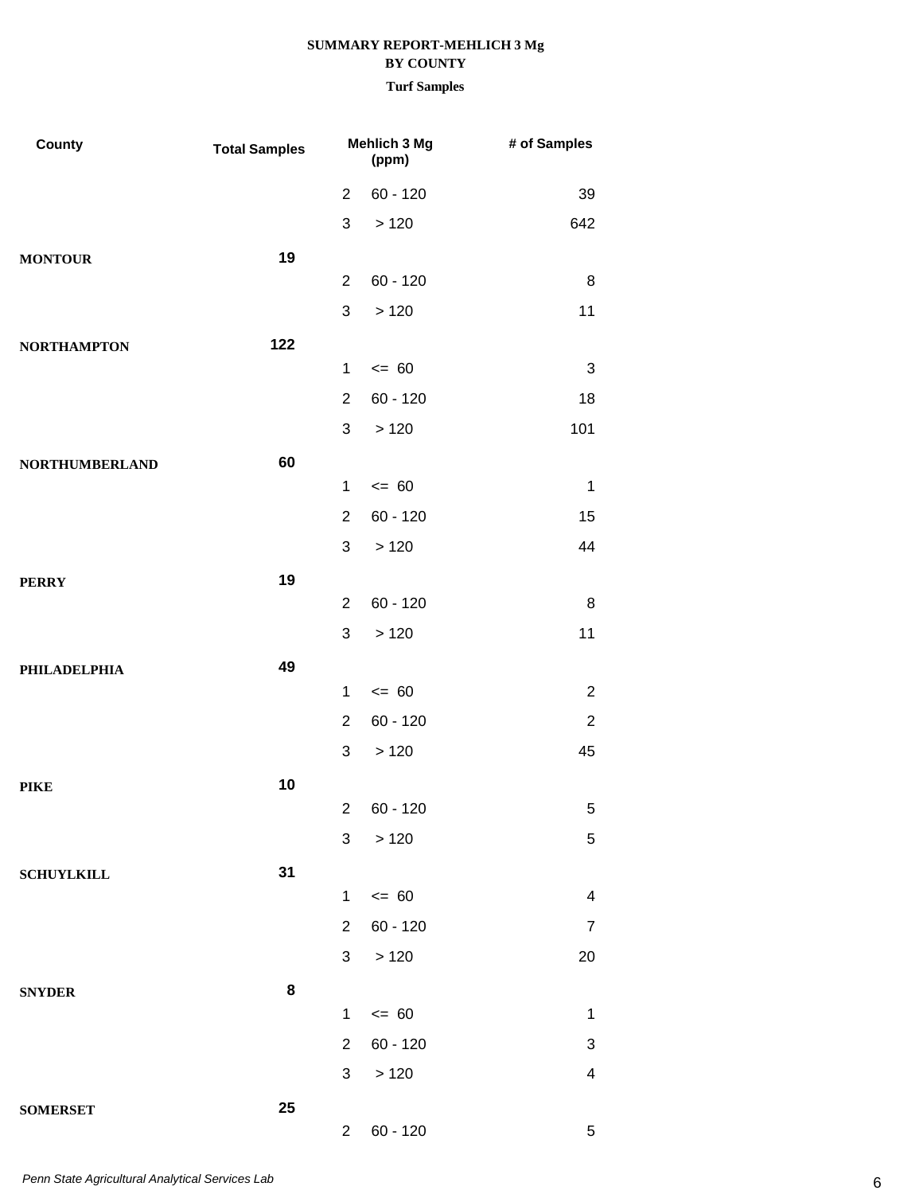**SUMMARY REPORT-MEHLICH 3 Mg**
**BY COUNTY**
**Turf Samples**

| County | Total Samples | Mehlich 3 Mg (ppm) | | # of Samples |
|---|---|---|---|---|
| | | 2 | 60 - 120 | 39 |
| | | 3 | > 120 | 642 |
| **MONTOUR** | **19** | | | |
| | | 2 | 60 - 120 | 8 |
| | | 3 | > 120 | 11 |
| **NORTHAMPTON** | **122** | | | |
| | | 1 | <= 60 | 3 |
| | | 2 | 60 - 120 | 18 |
| | | 3 | > 120 | 101 |
| **NORTHUMBERLAND** | **60** | | | |
| | | 1 | <= 60 | 1 |
| | | 2 | 60 - 120 | 15 |
| | | 3 | > 120 | 44 |
| **PERRY** | **19** | | | |
| | | 2 | 60 - 120 | 8 |
| | | 3 | > 120 | 11 |
| **PHILADELPHIA** | **49** | | | |
| | | 1 | <= 60 | 2 |
| | | 2 | 60 - 120 | 2 |
| | | 3 | > 120 | 45 |
| **PIKE** | **10** | | | |
| | | 2 | 60 - 120 | 5 |
| | | 3 | > 120 | 5 |
| **SCHUYLKILL** | **31** | | | |
| | | 1 | <= 60 | 4 |
| | | 2 | 60 - 120 | 7 |
| | | 3 | > 120 | 20 |
| **SNYDER** | **8** | | | |
| | | 1 | <= 60 | 1 |
| | | 2 | 60 - 120 | 3 |
| | | 3 | > 120 | 4 |
| **SOMERSET** | **25** | | | |
| | | 2 | 60 - 120 | 5 |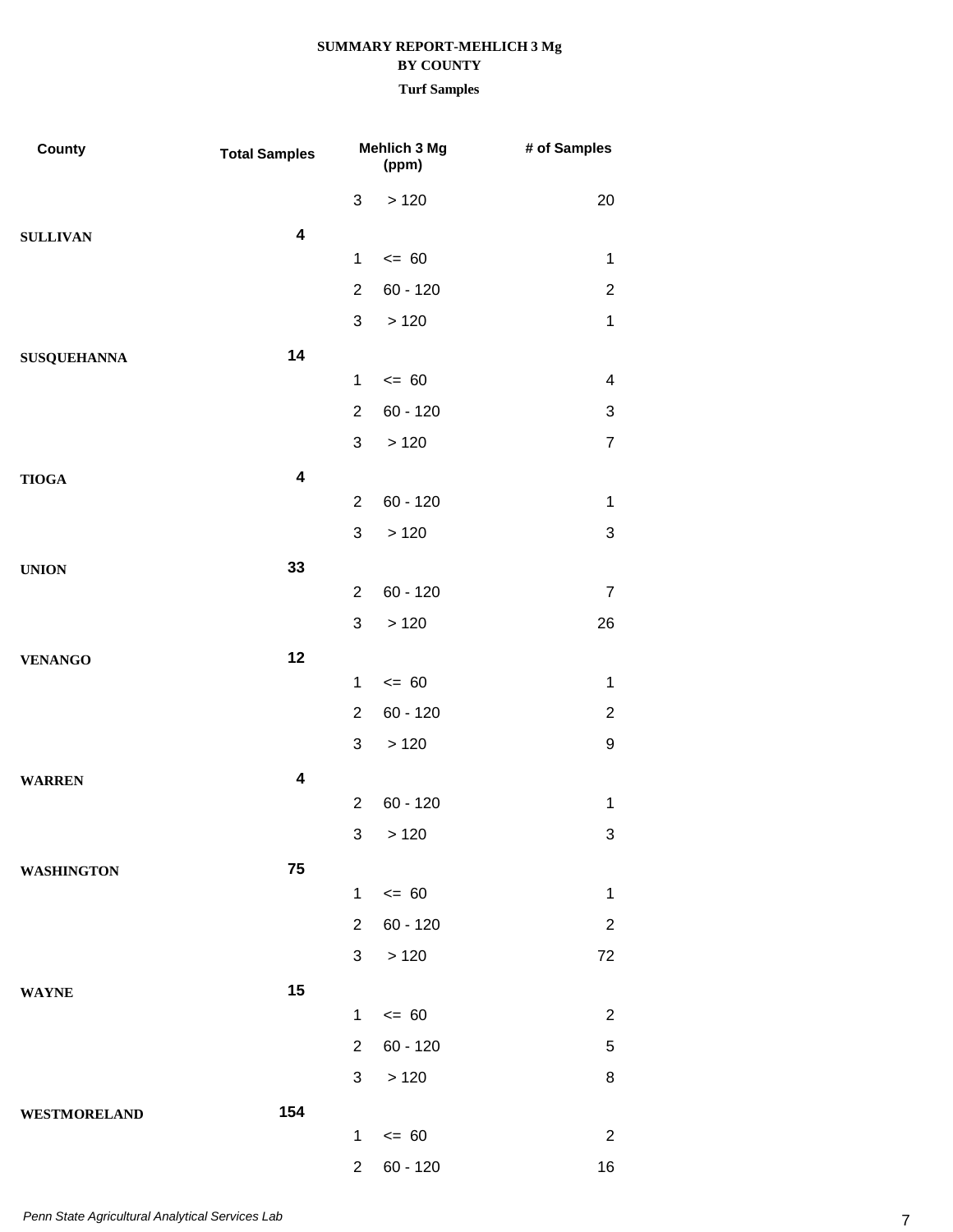**SUMMARY REPORT-MEHLICH 3 Mg**
**BY COUNTY**
**Turf Samples**

| County | Total Samples | Mehlich 3 Mg (ppm) | | # of Samples |
|---|---|---|---|---|
| | | 3 | > 120 | 20 |
| **SULLIVAN** | **4** | | | |
| | | 1 | <= 60 | 1 |
| | | 2 | 60 - 120 | 2 |
| | | 3 | > 120 | 1 |
| **SUSQUEHANNA** | **14** | | | |
| | | 1 | <= 60 | 4 |
| | | 2 | 60 - 120 | 3 |
| | | 3 | > 120 | 7 |
| **TIOGA** | **4** | | | |
| | | 2 | 60 - 120 | 1 |
| | | 3 | > 120 | 3 |
| **UNION** | **33** | | | |
| | | 2 | 60 - 120 | 7 |
| | | 3 | > 120 | 26 |
| **VENANGO** | **12** | | | |
| | | 1 | <= 60 | 1 |
| | | 2 | 60 - 120 | 2 |
| | | 3 | > 120 | 9 |
| **WARREN** | **4** | | | |
| | | 2 | 60 - 120 | 1 |
| | | 3 | > 120 | 3 |
| **WASHINGTON** | **75** | | | |
| | | 1 | <= 60 | 1 |
| | | 2 | 60 - 120 | 2 |
| | | 3 | > 120 | 72 |
| **WAYNE** | **15** | | | |
| | | 1 | <= 60 | 2 |
| | | 2 | 60 - 120 | 5 |
| | | 3 | > 120 | 8 |
| **WESTMORELAND** | **154** | | | |
| | | 1 | <= 60 | 2 |
| | | 2 | 60 - 120 | 16 |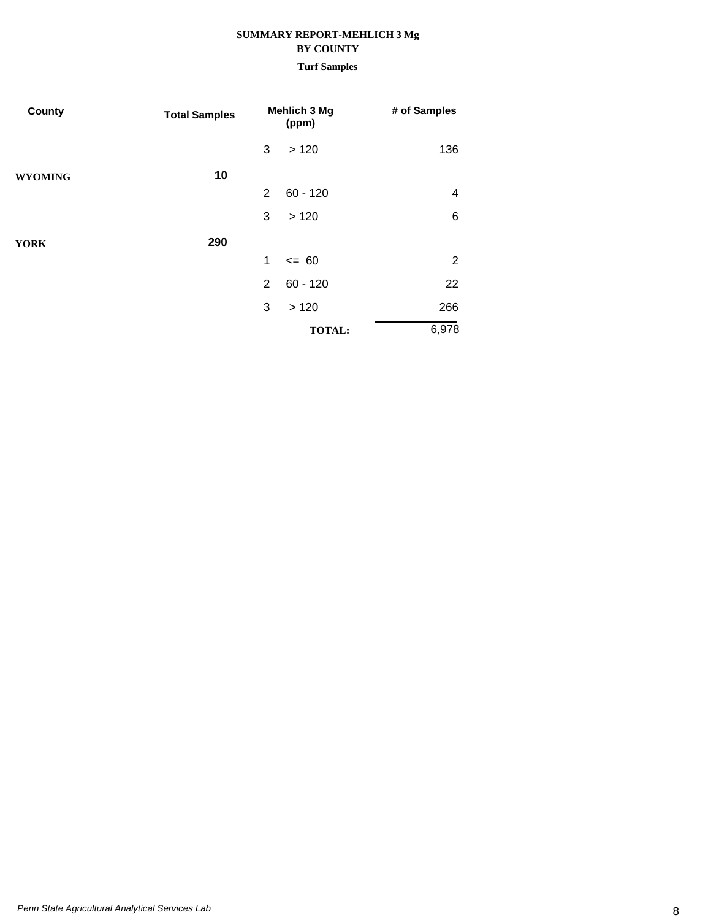**SUMMARY REPORT-MEHLICH 3 Mg**
**BY COUNTY**
**Turf Samples**

| County | Total Samples | Mehlich 3 Mg (ppm) | | # of Samples |
|---|---|---|---|---|
| | | 3 | > 120 | 136 |
| **WYOMING** | **10** | | | |
| | | 2 | 60 - 120 | 4 |
| | | 3 | > 120 | 6 |
| **YORK** | **290** | | | |
| | | 1 | <= 60 | 2 |
| | | 2 | 60 - 120 | 22 |
| | | 3 | > 120 | 266 |
| | | | **TOTAL:** | 6,978 |

*Penn State Agricultural Analytical Services Lab*